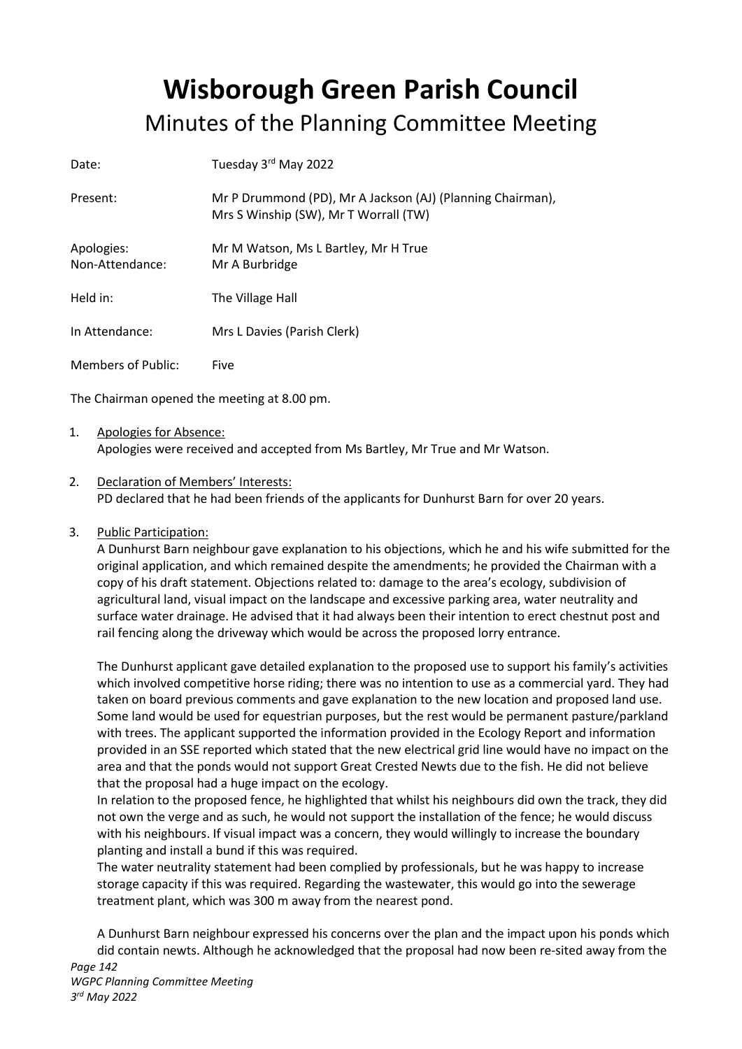# Wisborough Green Parish Council

## Minutes of the Planning Committee Meeting

| | |
|---|---|
| Date: | Tuesday 3rd May 2022 |
| Present: | Mr P Drummond (PD), Mr A Jackson (AJ) (Planning Chairman), Mrs S Winship (SW), Mr T Worrall (TW) |
| Apologies: | Mr M Watson, Ms L Bartley, Mr H True |
| Non-Attendance: | Mr A Burbridge |
| Held in: | The Village Hall |
| In Attendance: | Mrs L Davies (Parish Clerk) |
| Members of Public: | Five |

The Chairman opened the meeting at 8.00 pm.

1. Apologies for Absence:
   Apologies were received and accepted from Ms Bartley, Mr True and Mr Watson.

2. Declaration of Members' Interests:
   PD declared that he had been friends of the applicants for Dunhurst Barn for over 20 years.

3. Public Participation:
   A Dunhurst Barn neighbour gave explanation to his objections, which he and his wife submitted for the original application, and which remained despite the amendments; he provided the Chairman with a copy of his draft statement. Objections related to: damage to the area's ecology, subdivision of agricultural land, visual impact on the landscape and excessive parking area, water neutrality and surface water drainage. He advised that it had always been their intention to erect chestnut post and rail fencing along the driveway which would be across the proposed lorry entrance.

   The Dunhurst applicant gave detailed explanation to the proposed use to support his family's activities which involved competitive horse riding; there was no intention to use as a commercial yard. They had taken on board previous comments and gave explanation to the new location and proposed land use. Some land would be used for equestrian purposes, but the rest would be permanent pasture/parkland with trees. The applicant supported the information provided in the Ecology Report and information provided in an SSE reported which stated that the new electrical grid line would have no impact on the area and that the ponds would not support Great Crested Newts due to the fish. He did not believe that the proposal had a huge impact on the ecology.
   In relation to the proposed fence, he highlighted that whilst his neighbours did own the track, they did not own the verge and as such, he would not support the installation of the fence; he would discuss with his neighbours. If visual impact was a concern, they would willingly to increase the boundary planting and install a bund if this was required.
   The water neutrality statement had been complied by professionals, but he was happy to increase storage capacity if this was required. Regarding the wastewater, this would go into the sewerage treatment plant, which was 300 m away from the nearest pond.

   A Dunhurst Barn neighbour expressed his concerns over the plan and the impact upon his ponds which did contain newts. Although he acknowledged that the proposal had now been re-sited away from the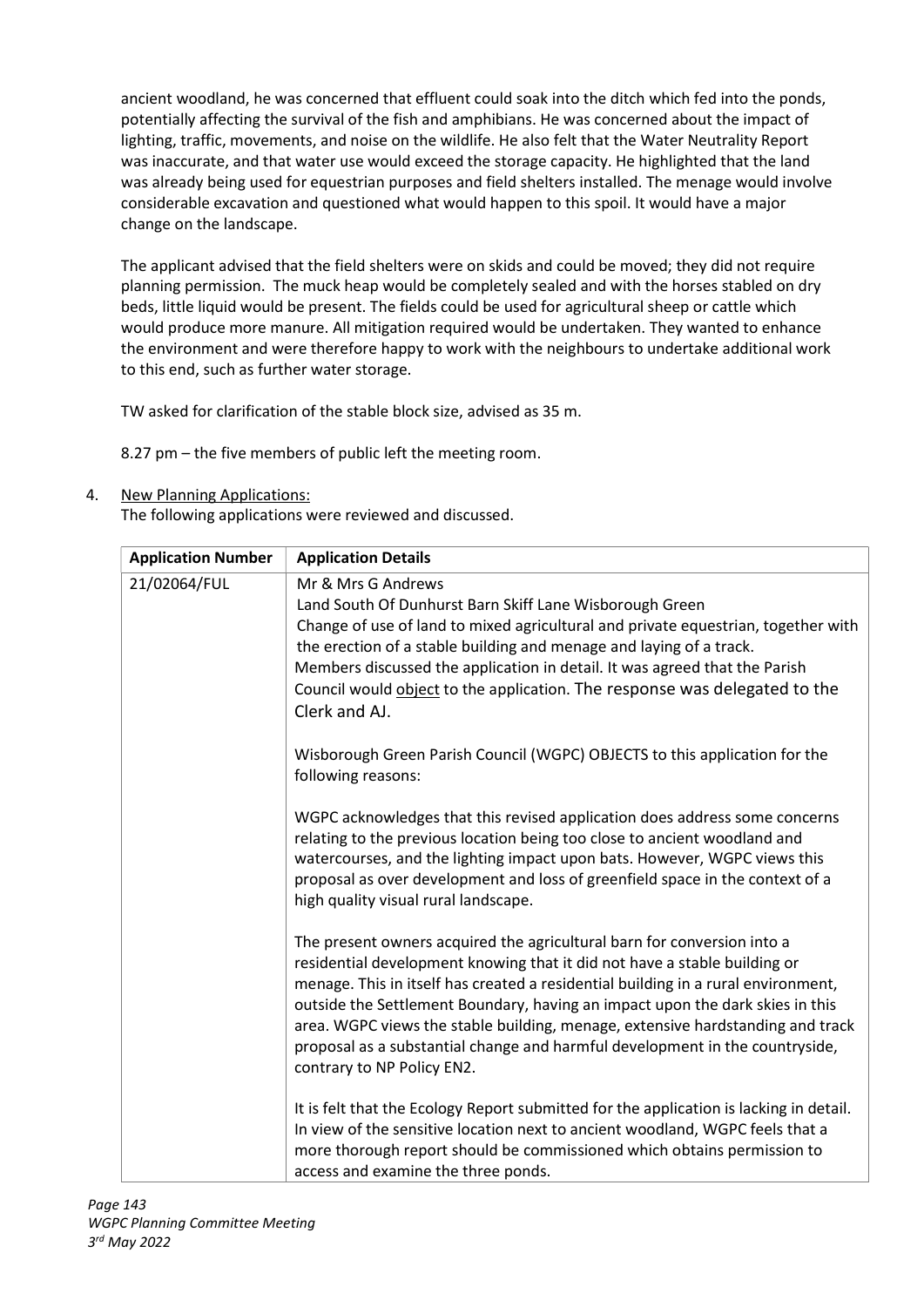ancient woodland, he was concerned that effluent could soak into the ditch which fed into the ponds, potentially affecting the survival of the fish and amphibians. He was concerned about the impact of lighting, traffic, movements, and noise on the wildlife. He also felt that the Water Neutrality Report was inaccurate, and that water use would exceed the storage capacity. He highlighted that the land was already being used for equestrian purposes and field shelters installed. The menage would involve considerable excavation and questioned what would happen to this spoil. It would have a major change on the landscape.

The applicant advised that the field shelters were on skids and could be moved; they did not require planning permission. The muck heap would be completely sealed and with the horses stabled on dry beds, little liquid would be present. The fields could be used for agricultural sheep or cattle which would produce more manure. All mitigation required would be undertaken. They wanted to enhance the environment and were therefore happy to work with the neighbours to undertake additional work to this end, such as further water storage.

TW asked for clarification of the stable block size, advised as 35 m.

8.27 pm – the five members of public left the meeting room.

4. New Planning Applications:
   The following applications were reviewed and discussed.

| Application Number | Application Details |
|---|---|
| 21/02064/FUL | Mr & Mrs G Andrews<br>Land South Of Dunhurst Barn Skiff Lane Wisborough Green<br>Change of use of land to mixed agricultural and private equestrian, together with the erection of a stable building and menage and laying of a track.<br>Members discussed the application in detail. It was agreed that the Parish Council would object to the application. The response was delegated to the Clerk and AJ.<br><br>Wisborough Green Parish Council (WGPC) OBJECTS to this application for the following reasons:<br><br>WGPC acknowledges that this revised application does address some concerns relating to the previous location being too close to ancient woodland and watercourses, and the lighting impact upon bats. However, WGPC views this proposal as over development and loss of greenfield space in the context of a high quality visual rural landscape.<br><br>The present owners acquired the agricultural barn for conversion into a residential development knowing that it did not have a stable building or menage. This in itself has created a residential building in a rural environment, outside the Settlement Boundary, having an impact upon the dark skies in this area. WGPC views the stable building, menage, extensive hardstanding and track proposal as a substantial change and harmful development in the countryside, contrary to NP Policy EN2.<br><br>It is felt that the Ecology Report submitted for the application is lacking in detail. In view of the sensitive location next to ancient woodland, WGPC feels that a more thorough report should be commissioned which obtains permission to access and examine the three ponds. |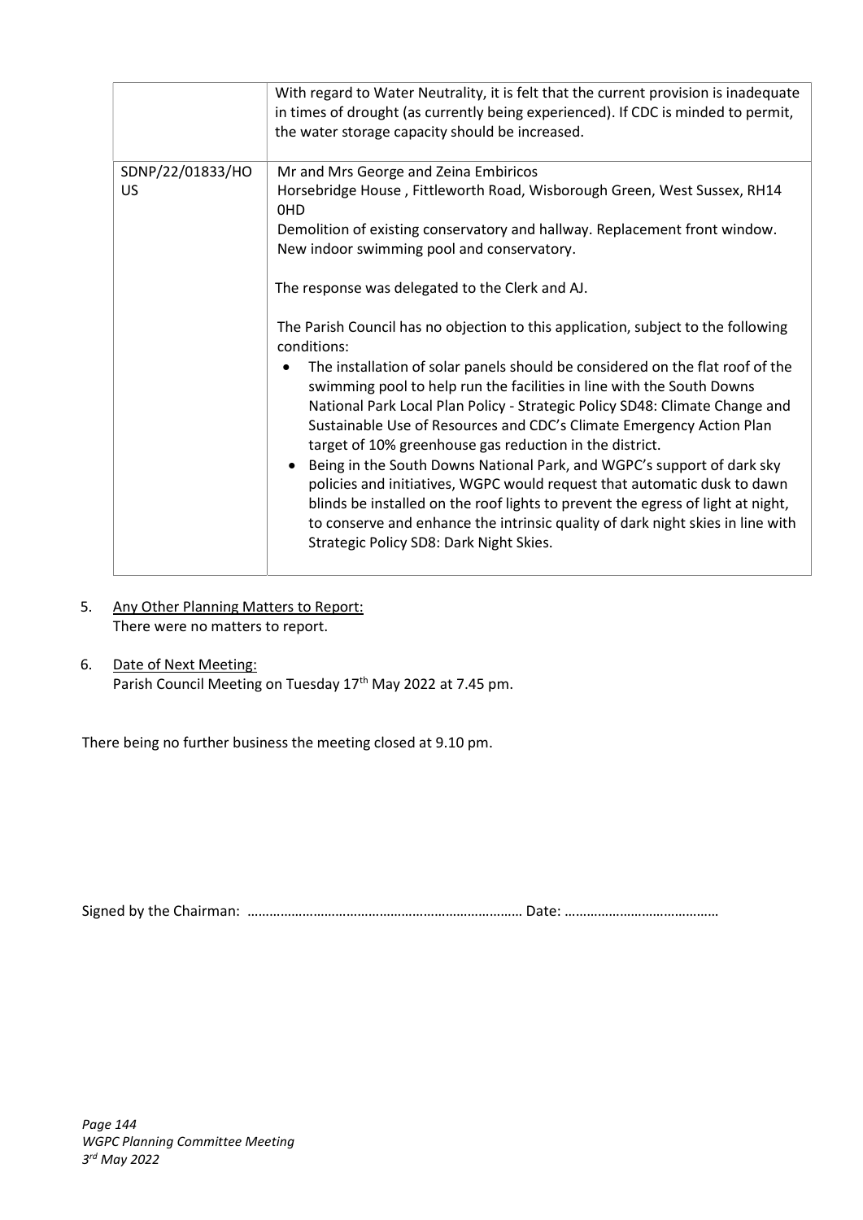| | |
|---|---|
| | With regard to Water Neutrality, it is felt that the current provision is inadequate in times of drought (as currently being experienced). If CDC is minded to permit, the water storage capacity should be increased. |
| SDNP/22/01833/HOUS | Mr and Mrs George and Zeina Embiricos<br>Horsebridge House , Fittleworth Road, Wisborough Green, West Sussex, RH14 0HD<br>Demolition of existing conservatory and hallway. Replacement front window. New indoor swimming pool and conservatory.<br><br>The response was delegated to the Clerk and AJ.<br><br>The Parish Council has no objection to this application, subject to the following conditions:<br>• The installation of solar panels should be considered on the flat roof of the swimming pool to help run the facilities in line with the South Downs National Park Local Plan Policy - Strategic Policy SD48: Climate Change and Sustainable Use of Resources and CDC's Climate Emergency Action Plan target of 10% greenhouse gas reduction in the district.<br>• Being in the South Downs National Park, and WGPC's support of dark sky policies and initiatives, WGPC would request that automatic dusk to dawn blinds be installed on the roof lights to prevent the egress of light at night, to conserve and enhance the intrinsic quality of dark night skies in line with Strategic Policy SD8: Dark Night Skies. |

5. Any Other Planning Matters to Report:
   There were no matters to report.

6. Date of Next Meeting:
   Parish Council Meeting on Tuesday 17th May 2022 at 7.45 pm.

There being no further business the meeting closed at 9.10 pm.

Signed by the Chairman: ………………………………………………………………… Date: ……………………………………